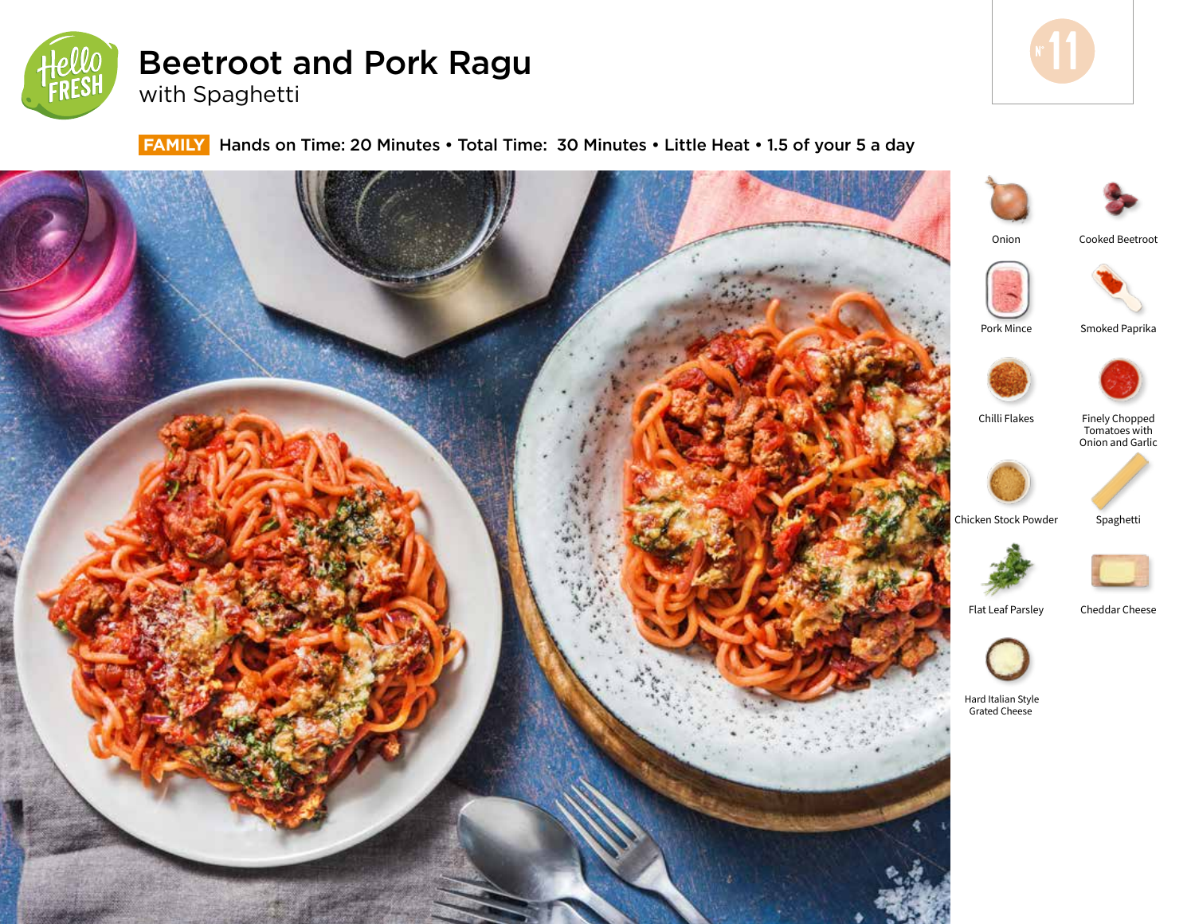# Beetroot and Pork Ragu

## with Spaghetti

**FAMILY** Hands on Time: 20 Minutes • Total Time: 30 Minutes • Little Heat • 1.5 of your 5 a day

Nº 11

- Onion
- Cooked Beetroot
- Pork Mince
- Smoked Paprika
- Chilli Flakes
- Finely Chopped Tomatoes with Onion and Garlic
- Chicken Stock Powder
- Spaghetti
- Flat Leaf Parsley
- Cheddar Cheese
- Hard Italian Style Grated Cheese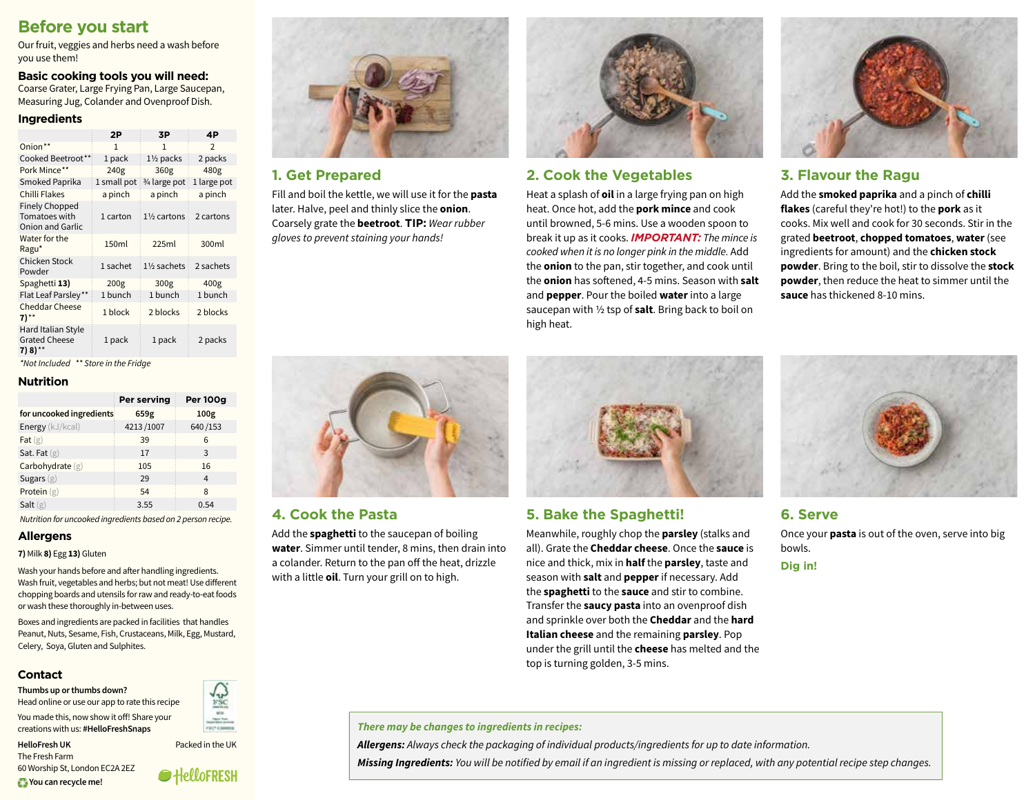## Before you start

Our fruit, veggies and herbs need a wash before you use them!

### Basic cooking tools you will need:

Coarse Grater, Large Frying Pan, Large Saucepan, Measuring Jug, Colander and Ovenproof Dish.

### Ingredients

| | 2P | 3P | 4P |
|---|---|---|---|
| Onion** | 1 | 1 | 2 |
| Cooked Beetroot** | 1 pack | 1½ packs | 2 packs |
| Pork Mince** | 240g | 360g | 480g |
| Smoked Paprika | 1 small pot | ¾ large pot | 1 large pot |
| Chilli Flakes | a pinch | a pinch | a pinch |
| Finely Chopped Tomatoes with Onion and Garlic | 1 carton | 1½ cartons | 2 cartons |
| Water for the Ragu* | 150ml | 225ml | 300ml |
| Chicken Stock Powder | 1 sachet | 1½ sachets | 2 sachets |
| Spaghetti **13)** | 200g | 300g | 400g |
| Flat Leaf Parsley** | 1 bunch | 1 bunch | 1 bunch |
| Cheddar Cheese **7)**** | 1 block | 2 blocks | 2 blocks |
| Hard Italian Style Grated Cheese **7) 8)**** | 1 pack | 1 pack | 2 packs |

*\*Not Included \*\* Store in the Fridge*

### Nutrition

| | Per serving | Per 100g |
|---|---|---|
| **for uncooked ingredients** | **659g** | **100g** |
| Energy (kJ/kcal) | 4213 /1007 | 640 /153 |
| Fat (g) | 39 | 6 |
| Sat. Fat (g) | 17 | 3 |
| Carbohydrate (g) | 105 | 16 |
| Sugars (g) | 29 | 4 |
| Protein (g) | 54 | 8 |
| Salt (g) | 3.55 | 0.54 |

*Nutrition for uncooked ingredients based on 2 person recipe.*

### Allergens

**7)** Milk **8)** Egg **13)** Gluten

Wash your hands before and after handling ingredients. Wash fruit, vegetables and herbs; but not meat! Use different chopping boards and utensils for raw and ready-to-eat foods or wash these thoroughly in-between uses.

Boxes and ingredients are packed in facilities that handles Peanut, Nuts, Sesame, Fish, Crustaceans, Milk, Egg, Mustard, Celery, Soya, Gluten and Sulphites.

### Contact

**Thumbs up or thumbs down?**
Head online or use our app to rate this recipe

You made this, now show it off! Share your creations with us: **#HelloFreshSnaps**

**HelloFresh UK**
The Fresh Farm
60 Worship St, London EC2A 2EZ

Packed in the UK

**You can recycle me!**

## 1. Get Prepared

Fill and boil the kettle, we will use it for the **pasta** later. Halve, peel and thinly slice the **onion**. Coarsely grate the **beetroot**. **TIP:** *Wear rubber gloves to prevent staining your hands!*

## 2. Cook the Vegetables

Heat a splash of **oil** in a large frying pan on high heat. Once hot, add the **pork mince** and cook until browned, 5-6 mins. Use a wooden spoon to break it up as it cooks. ***IMPORTANT:*** *The mince is cooked when it is no longer pink in the middle.* Add the **onion** to the pan, stir together, and cook until the **onion** has softened, 4-5 mins. Season with **salt** and **pepper**. Pour the boiled **water** into a large saucepan with ½ tsp of **salt**. Bring back to boil on high heat.

## 3. Flavour the Ragu

Add the **smoked paprika** and a pinch of **chilli flakes** (careful they're hot!) to the **pork** as it cooks. Mix well and cook for 30 seconds. Stir in the grated **beetroot**, **chopped tomatoes**, **water** (see ingredients for amount) and the **chicken stock powder**. Bring to the boil, stir to dissolve the **stock powder**, then reduce the heat to simmer until the **sauce** has thickened 8-10 mins.

## 4. Cook the Pasta

Add the **spaghetti** to the saucepan of boiling **water**. Simmer until tender, 8 mins, then drain into a colander. Return to the pan off the heat, drizzle with a little **oil**. Turn your grill on to high.

## 5. Bake the Spaghetti!

Meanwhile, roughly chop the **parsley** (stalks and all). Grate the **Cheddar cheese**. Once the **sauce** is nice and thick, mix in **half** the **parsley**, taste and season with **salt** and **pepper** if necessary. Add the **spaghetti** to the **sauce** and stir to combine. Transfer the **saucy pasta** into an ovenproof dish and sprinkle over both the **Cheddar** and the **hard Italian cheese** and the remaining **parsley**. Pop under the grill until the **cheese** has melted and the top is turning golden, 3-5 mins.

## 6. Serve

Once your **pasta** is out of the oven, serve into big bowls.

**Dig in!**

***There may be changes to ingredients in recipes:***

***Allergens:*** *Always check the packaging of individual products/ingredients for up to date information.*

***Missing Ingredients:*** *You will be notified by email if an ingredient is missing or replaced, with any potential recipe step changes.*